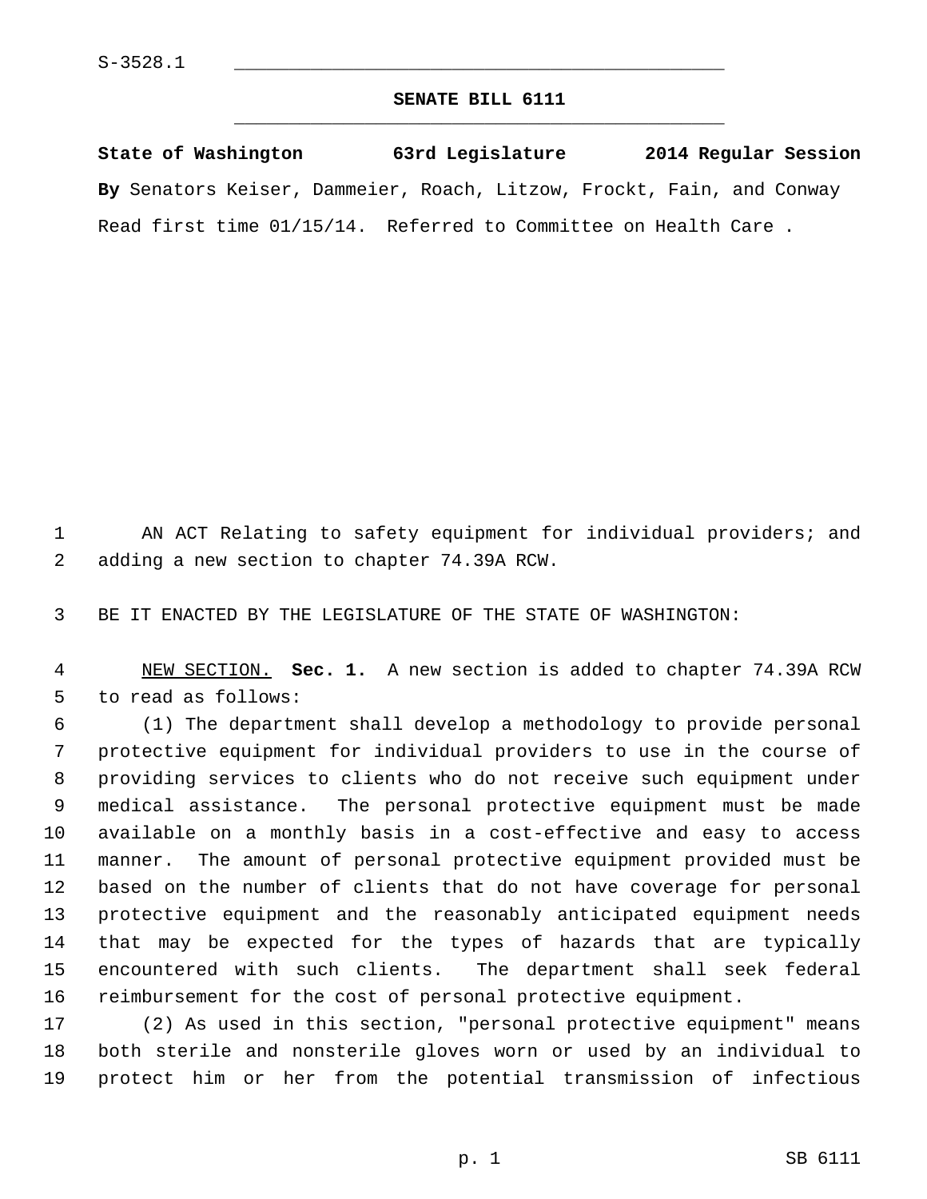S-3528.1

# SENATE BILL 6111

**State of Washington 63rd Legislature 2014 Regular Session**

**By** Senators Keiser, Dammeier, Roach, Litzow, Frockt, Fain, and Conway

Read first time 01/15/14. Referred to Committee on Health Care .

AN ACT Relating to safety equipment for individual providers; and adding a new section to chapter 74.39A RCW.

BE IT ENACTED BY THE LEGISLATURE OF THE STATE OF WASHINGTON:

NEW SECTION. **Sec. 1.** A new section is added to chapter 74.39A RCW to read as follows:

(1) The department shall develop a methodology to provide personal protective equipment for individual providers to use in the course of providing services to clients who do not receive such equipment under medical assistance. The personal protective equipment must be made available on a monthly basis in a cost-effective and easy to access manner. The amount of personal protective equipment provided must be based on the number of clients that do not have coverage for personal protective equipment and the reasonably anticipated equipment needs that may be expected for the types of hazards that are typically encountered with such clients. The department shall seek federal reimbursement for the cost of personal protective equipment.

(2) As used in this section, "personal protective equipment" means both sterile and nonsterile gloves worn or used by an individual to protect him or her from the potential transmission of infectious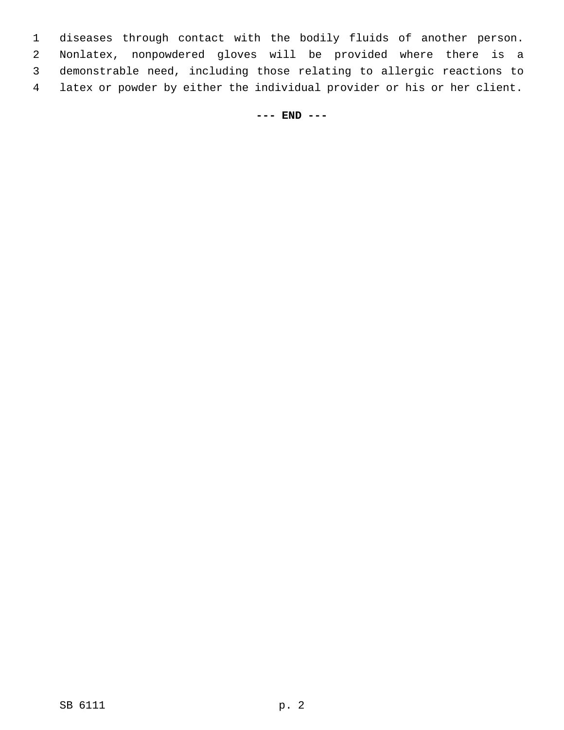diseases through contact with the bodily fluids of another person. Nonlatex, nonpowdered gloves will be provided where there is a demonstrable need, including those relating to allergic reactions to latex or powder by either the individual provider or his or her client.

**--- END ---**